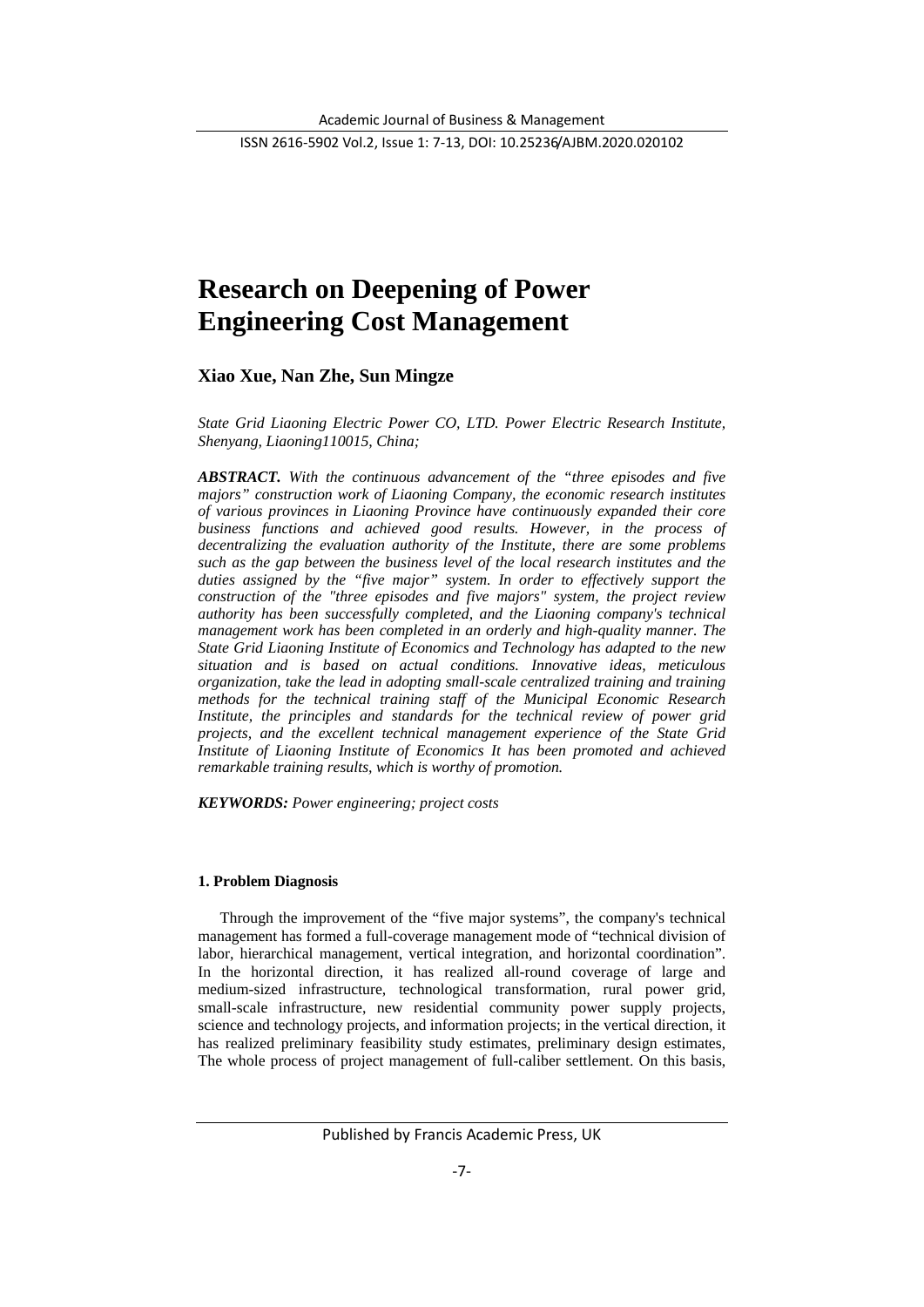# Research on Deepening of Power Engineering Cost Management

**Xiao Xue, Nan Zhe, Sun Mingze**

*State Grid Liaoning Electric Power CO, LTD. Power Electric Research Institute, Shenyang, Liaoning110015, China;*

***ABSTRACT.*** *With the continuous advancement of the "three episodes and five majors" construction work of Liaoning Company, the economic research institutes of various provinces in Liaoning Province have continuously expanded their core business functions and achieved good results. However, in the process of decentralizing the evaluation authority of the Institute, there are some problems such as the gap between the business level of the local research institutes and the duties assigned by the "five major" system. In order to effectively support the construction of the "three episodes and five majors" system, the project review authority has been successfully completed, and the Liaoning company's technical management work has been completed in an orderly and high-quality manner. The State Grid Liaoning Institute of Economics and Technology has adapted to the new situation and is based on actual conditions. Innovative ideas, meticulous organization, take the lead in adopting small-scale centralized training and training methods for the technical training staff of the Municipal Economic Research Institute, the principles and standards for the technical review of power grid projects, and the excellent technical management experience of the State Grid Institute of Liaoning Institute of Economics It has been promoted and achieved remarkable training results, which is worthy of promotion.*

***KEYWORDS:*** *Power engineering; project costs*

#### 1. Problem Diagnosis

Through the improvement of the "five major systems", the company's technical management has formed a full-coverage management mode of "technical division of labor, hierarchical management, vertical integration, and horizontal coordination". In the horizontal direction, it has realized all-round coverage of large and medium-sized infrastructure, technological transformation, rural power grid, small-scale infrastructure, new residential community power supply projects, science and technology projects, and information projects; in the vertical direction, it has realized preliminary feasibility study estimates, preliminary design estimates, The whole process of project management of full-caliber settlement. On this basis,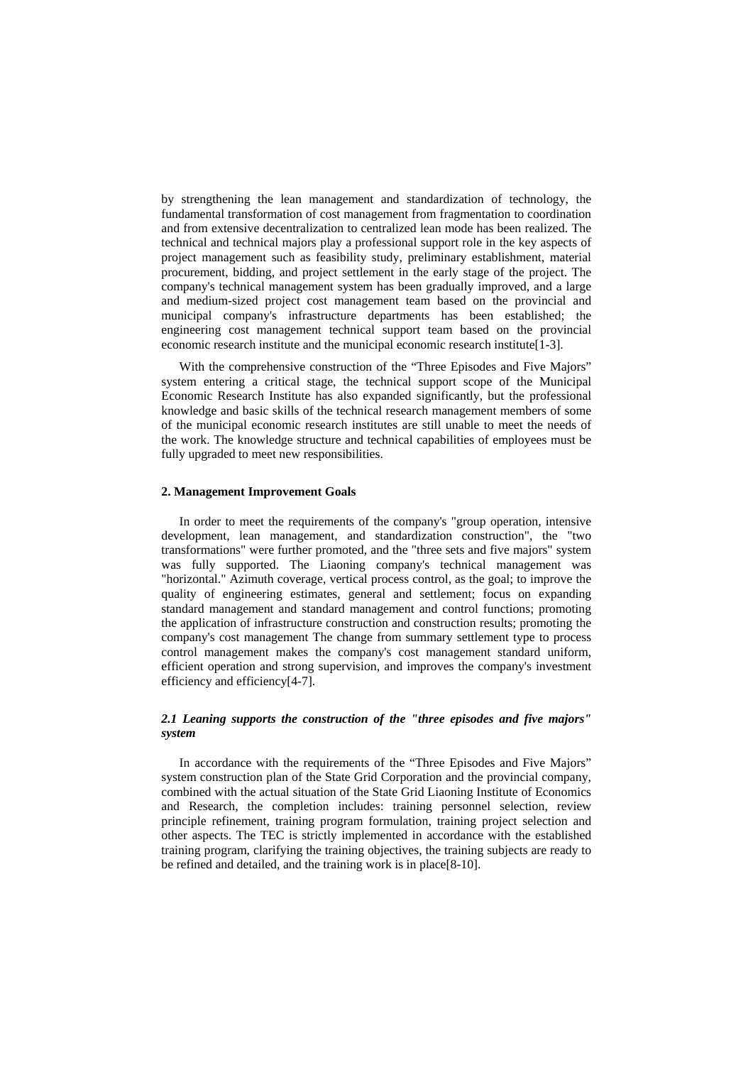by strengthening the lean management and standardization of technology, the fundamental transformation of cost management from fragmentation to coordination and from extensive decentralization to centralized lean mode has been realized. The technical and technical majors play a professional support role in the key aspects of project management such as feasibility study, preliminary establishment, material procurement, bidding, and project settlement in the early stage of the project. The company's technical management system has been gradually improved, and a large and medium-sized project cost management team based on the provincial and municipal company's infrastructure departments has been established; the engineering cost management technical support team based on the provincial economic research institute and the municipal economic research institute[1-3].

With the comprehensive construction of the "Three Episodes and Five Majors" system entering a critical stage, the technical support scope of the Municipal Economic Research Institute has also expanded significantly, but the professional knowledge and basic skills of the technical research management members of some of the municipal economic research institutes are still unable to meet the needs of the work. The knowledge structure and technical capabilities of employees must be fully upgraded to meet new responsibilities.

## 2. Management Improvement Goals

In order to meet the requirements of the company's "group operation, intensive development, lean management, and standardization construction", the "two transformations" were further promoted, and the "three sets and five majors" system was fully supported. The Liaoning company's technical management was "horizontal." Azimuth coverage, vertical process control, as the goal; to improve the quality of engineering estimates, general and settlement; focus on expanding standard management and standard management and control functions; promoting the application of infrastructure construction and construction results; promoting the company's cost management The change from summary settlement type to process control management makes the company's cost management standard uniform, efficient operation and strong supervision, and improves the company's investment efficiency and efficiency[4-7].

### *2.1 Leaning supports the construction of the "three episodes and five majors" system*

In accordance with the requirements of the "Three Episodes and Five Majors" system construction plan of the State Grid Corporation and the provincial company, combined with the actual situation of the State Grid Liaoning Institute of Economics and Research, the completion includes: training personnel selection, review principle refinement, training program formulation, training project selection and other aspects. The TEC is strictly implemented in accordance with the established training program, clarifying the training objectives, the training subjects are ready to be refined and detailed, and the training work is in place[8-10].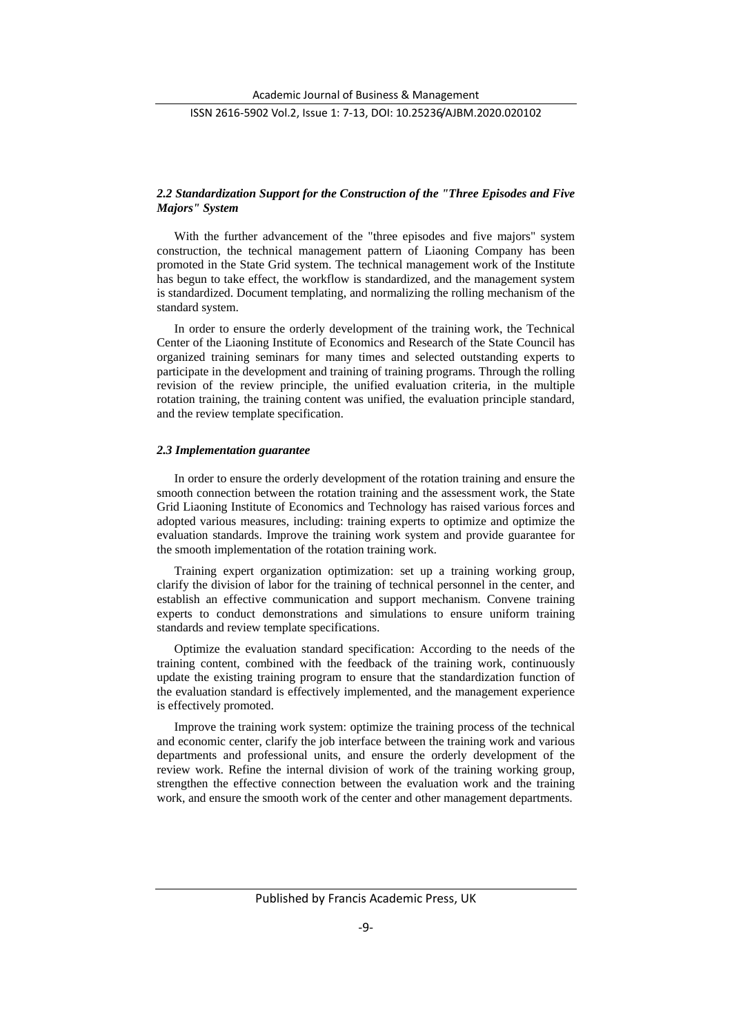### *2.2 Standardization Support for the Construction of the "Three Episodes and Five Majors" System*

With the further advancement of the "three episodes and five majors" system construction, the technical management pattern of Liaoning Company has been promoted in the State Grid system. The technical management work of the Institute has begun to take effect, the workflow is standardized, and the management system is standardized. Document templating, and normalizing the rolling mechanism of the standard system.

In order to ensure the orderly development of the training work, the Technical Center of the Liaoning Institute of Economics and Research of the State Council has organized training seminars for many times and selected outstanding experts to participate in the development and training of training programs. Through the rolling revision of the review principle, the unified evaluation criteria, in the multiple rotation training, the training content was unified, the evaluation principle standard, and the review template specification.

### *2.3 Implementation guarantee*

In order to ensure the orderly development of the rotation training and ensure the smooth connection between the rotation training and the assessment work, the State Grid Liaoning Institute of Economics and Technology has raised various forces and adopted various measures, including: training experts to optimize and optimize the evaluation standards. Improve the training work system and provide guarantee for the smooth implementation of the rotation training work.

Training expert organization optimization: set up a training working group, clarify the division of labor for the training of technical personnel in the center, and establish an effective communication and support mechanism. Convene training experts to conduct demonstrations and simulations to ensure uniform training standards and review template specifications.

Optimize the evaluation standard specification: According to the needs of the training content, combined with the feedback of the training work, continuously update the existing training program to ensure that the standardization function of the evaluation standard is effectively implemented, and the management experience is effectively promoted.

Improve the training work system: optimize the training process of the technical and economic center, clarify the job interface between the training work and various departments and professional units, and ensure the orderly development of the review work. Refine the internal division of work of the training working group, strengthen the effective connection between the evaluation work and the training work, and ensure the smooth work of the center and other management departments.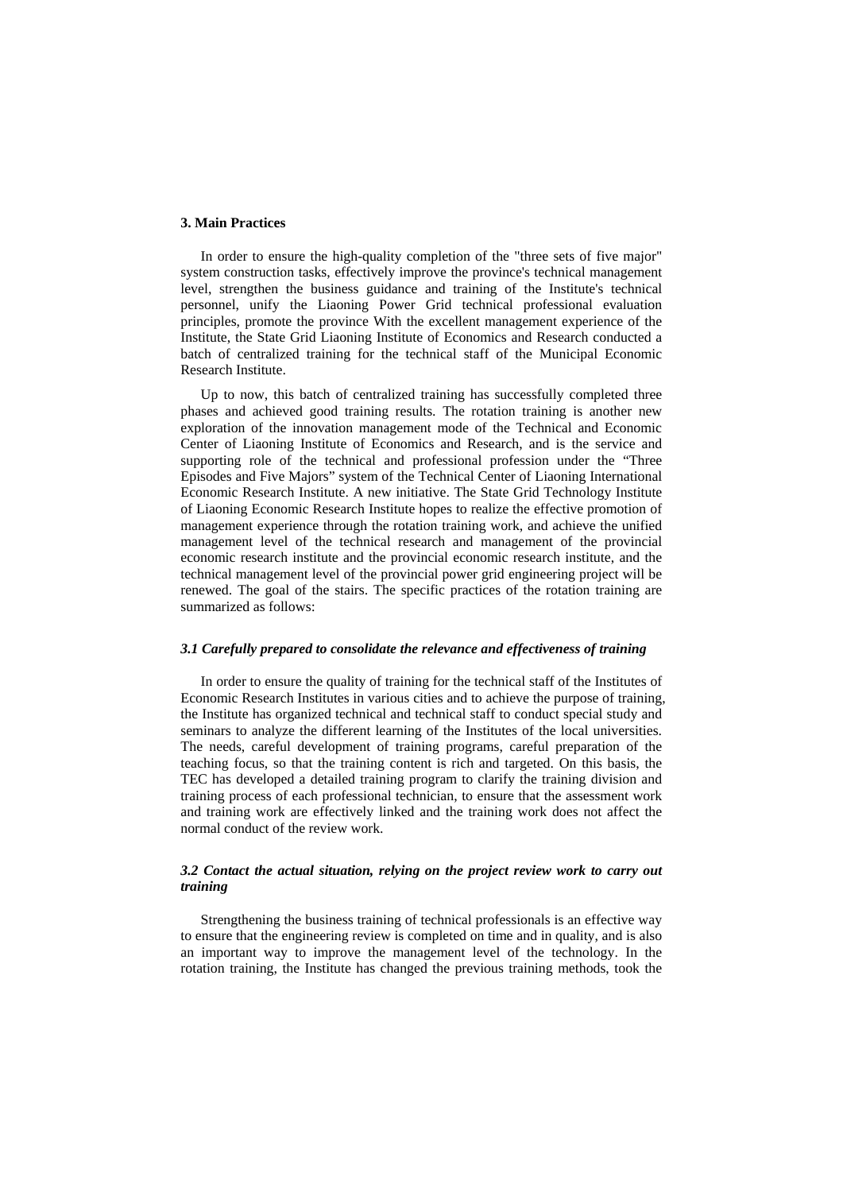## 3. Main Practices

In order to ensure the high-quality completion of the "three sets of five major" system construction tasks, effectively improve the province's technical management level, strengthen the business guidance and training of the Institute's technical personnel, unify the Liaoning Power Grid technical professional evaluation principles, promote the province With the excellent management experience of the Institute, the State Grid Liaoning Institute of Economics and Research conducted a batch of centralized training for the technical staff of the Municipal Economic Research Institute.

Up to now, this batch of centralized training has successfully completed three phases and achieved good training results. The rotation training is another new exploration of the innovation management mode of the Technical and Economic Center of Liaoning Institute of Economics and Research, and is the service and supporting role of the technical and professional profession under the "Three Episodes and Five Majors" system of the Technical Center of Liaoning International Economic Research Institute. A new initiative. The State Grid Technology Institute of Liaoning Economic Research Institute hopes to realize the effective promotion of management experience through the rotation training work, and achieve the unified management level of the technical research and management of the provincial economic research institute and the provincial economic research institute, and the technical management level of the provincial power grid engineering project will be renewed. The goal of the stairs. The specific practices of the rotation training are summarized as follows:

### *3.1 Carefully prepared to consolidate the relevance and effectiveness of training*

In order to ensure the quality of training for the technical staff of the Institutes of Economic Research Institutes in various cities and to achieve the purpose of training, the Institute has organized technical and technical staff to conduct special study and seminars to analyze the different learning of the Institutes of the local universities. The needs, careful development of training programs, careful preparation of the teaching focus, so that the training content is rich and targeted. On this basis, the TEC has developed a detailed training program to clarify the training division and training process of each professional technician, to ensure that the assessment work and training work are effectively linked and the training work does not affect the normal conduct of the review work.

### *3.2 Contact the actual situation, relying on the project review work to carry out training*

Strengthening the business training of technical professionals is an effective way to ensure that the engineering review is completed on time and in quality, and is also an important way to improve the management level of the technology. In the rotation training, the Institute has changed the previous training methods, took the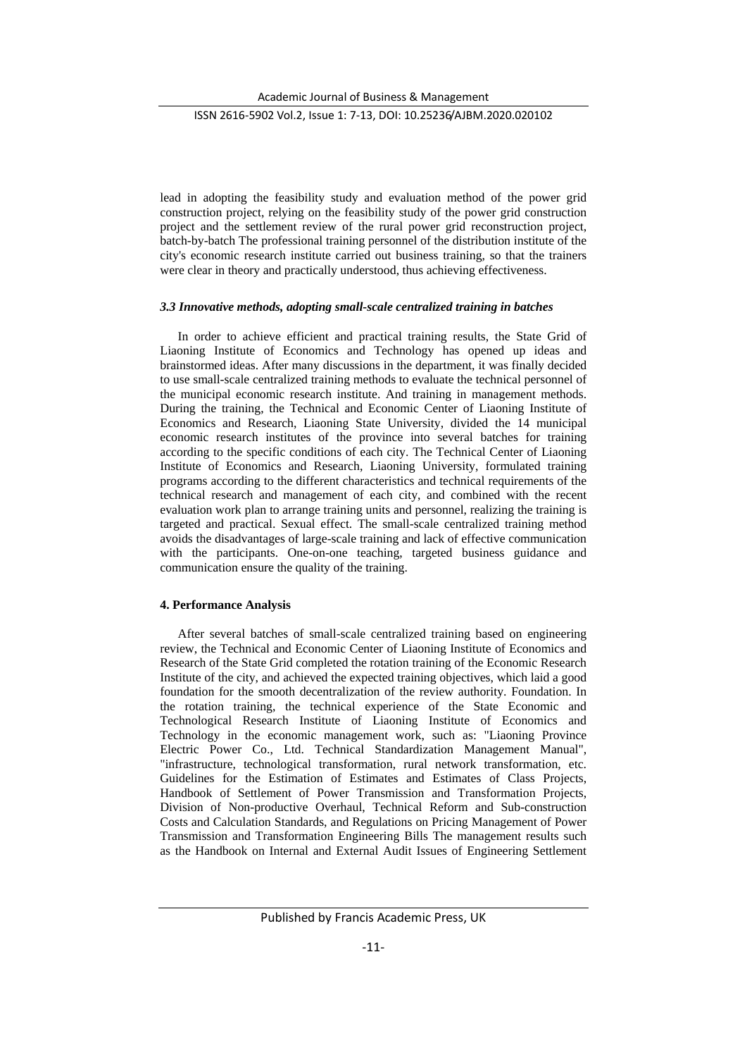lead in adopting the feasibility study and evaluation method of the power grid construction project, relying on the feasibility study of the power grid construction project and the settlement review of the rural power grid reconstruction project, batch-by-batch The professional training personnel of the distribution institute of the city's economic research institute carried out business training, so that the trainers were clear in theory and practically understood, thus achieving effectiveness.

### *3.3 Innovative methods, adopting small-scale centralized training in batches*

In order to achieve efficient and practical training results, the State Grid of Liaoning Institute of Economics and Technology has opened up ideas and brainstormed ideas. After many discussions in the department, it was finally decided to use small-scale centralized training methods to evaluate the technical personnel of the municipal economic research institute. And training in management methods. During the training, the Technical and Economic Center of Liaoning Institute of Economics and Research, Liaoning State University, divided the 14 municipal economic research institutes of the province into several batches for training according to the specific conditions of each city. The Technical Center of Liaoning Institute of Economics and Research, Liaoning University, formulated training programs according to the different characteristics and technical requirements of the technical research and management of each city, and combined with the recent evaluation work plan to arrange training units and personnel, realizing the training is targeted and practical. Sexual effect. The small-scale centralized training method avoids the disadvantages of large-scale training and lack of effective communication with the participants. One-on-one teaching, targeted business guidance and communication ensure the quality of the training.

## 4. Performance Analysis

After several batches of small-scale centralized training based on engineering review, the Technical and Economic Center of Liaoning Institute of Economics and Research of the State Grid completed the rotation training of the Economic Research Institute of the city, and achieved the expected training objectives, which laid a good foundation for the smooth decentralization of the review authority. Foundation. In the rotation training, the technical experience of the State Economic and Technological Research Institute of Liaoning Institute of Economics and Technology in the economic management work, such as: "Liaoning Province Electric Power Co., Ltd. Technical Standardization Management Manual", "infrastructure, technological transformation, rural network transformation, etc. Guidelines for the Estimation of Estimates and Estimates of Class Projects, Handbook of Settlement of Power Transmission and Transformation Projects, Division of Non-productive Overhaul, Technical Reform and Sub-construction Costs and Calculation Standards, and Regulations on Pricing Management of Power Transmission and Transformation Engineering Bills The management results such as the Handbook on Internal and External Audit Issues of Engineering Settlement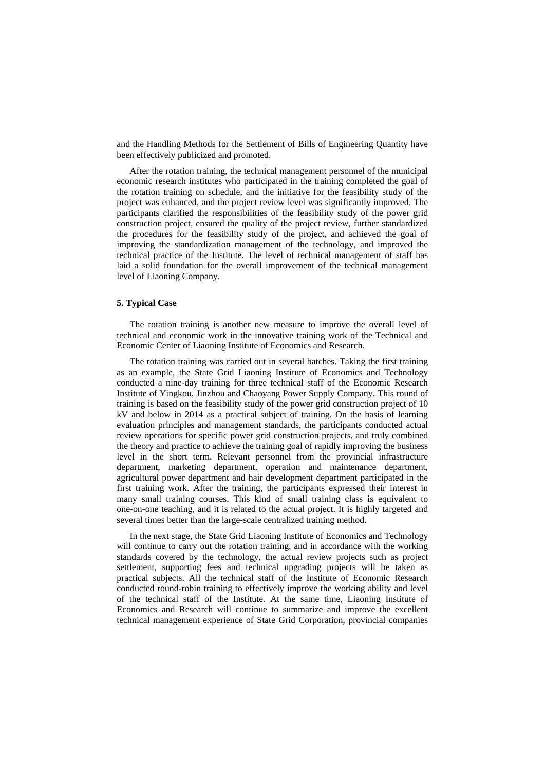and the Handling Methods for the Settlement of Bills of Engineering Quantity have been effectively publicized and promoted.

After the rotation training, the technical management personnel of the municipal economic research institutes who participated in the training completed the goal of the rotation training on schedule, and the initiative for the feasibility study of the project was enhanced, and the project review level was significantly improved. The participants clarified the responsibilities of the feasibility study of the power grid construction project, ensured the quality of the project review, further standardized the procedures for the feasibility study of the project, and achieved the goal of improving the standardization management of the technology, and improved the technical practice of the Institute. The level of technical management of staff has laid a solid foundation for the overall improvement of the technical management level of Liaoning Company.

**5. Typical Case**

The rotation training is another new measure to improve the overall level of technical and economic work in the innovative training work of the Technical and Economic Center of Liaoning Institute of Economics and Research.

The rotation training was carried out in several batches. Taking the first training as an example, the State Grid Liaoning Institute of Economics and Technology conducted a nine-day training for three technical staff of the Economic Research Institute of Yingkou, Jinzhou and Chaoyang Power Supply Company. This round of training is based on the feasibility study of the power grid construction project of 10 kV and below in 2014 as a practical subject of training. On the basis of learning evaluation principles and management standards, the participants conducted actual review operations for specific power grid construction projects, and truly combined the theory and practice to achieve the training goal of rapidly improving the business level in the short term. Relevant personnel from the provincial infrastructure department, marketing department, operation and maintenance department, agricultural power department and hair development department participated in the first training work. After the training, the participants expressed their interest in many small training courses. This kind of small training class is equivalent to one-on-one teaching, and it is related to the actual project. It is highly targeted and several times better than the large-scale centralized training method.

In the next stage, the State Grid Liaoning Institute of Economics and Technology will continue to carry out the rotation training, and in accordance with the working standards covered by the technology, the actual review projects such as project settlement, supporting fees and technical upgrading projects will be taken as practical subjects. All the technical staff of the Institute of Economic Research conducted round-robin training to effectively improve the working ability and level of the technical staff of the Institute. At the same time, Liaoning Institute of Economics and Research will continue to summarize and improve the excellent technical management experience of State Grid Corporation, provincial companies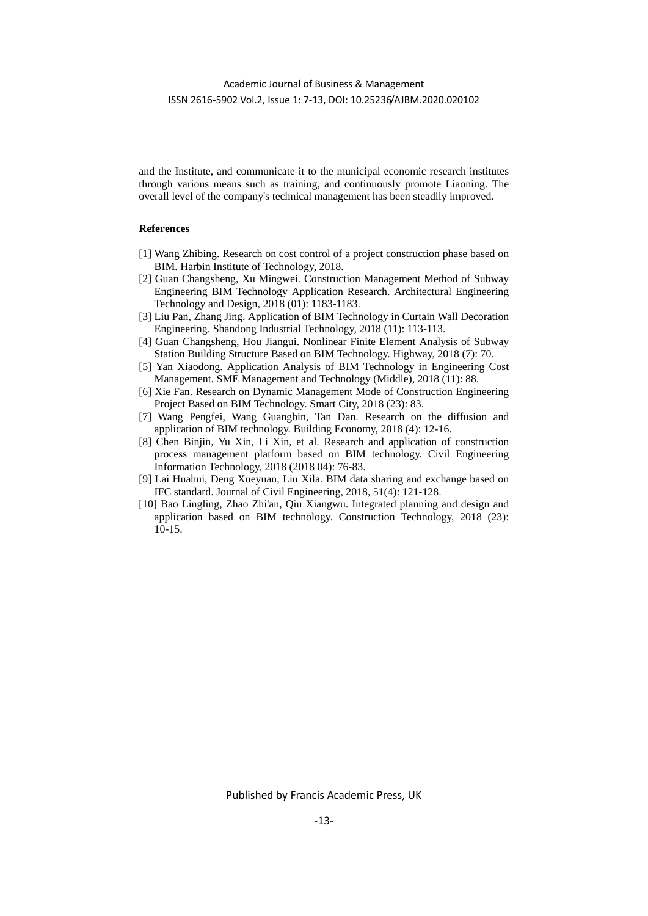and the Institute, and communicate it to the municipal economic research institutes through various means such as training, and continuously promote Liaoning. The overall level of the company's technical management has been steadily improved.

## References

[1] Wang Zhibing. Research on cost control of a project construction phase based on BIM. Harbin Institute of Technology, 2018.

[2] Guan Changsheng, Xu Mingwei. Construction Management Method of Subway Engineering BIM Technology Application Research. Architectural Engineering Technology and Design, 2018 (01): 1183-1183.

[3] Liu Pan, Zhang Jing. Application of BIM Technology in Curtain Wall Decoration Engineering. Shandong Industrial Technology, 2018 (11): 113-113.

[4] Guan Changsheng, Hou Jiangui. Nonlinear Finite Element Analysis of Subway Station Building Structure Based on BIM Technology. Highway, 2018 (7): 70.

[5] Yan Xiaodong. Application Analysis of BIM Technology in Engineering Cost Management. SME Management and Technology (Middle), 2018 (11): 88.

[6] Xie Fan. Research on Dynamic Management Mode of Construction Engineering Project Based on BIM Technology. Smart City, 2018 (23): 83.

[7] Wang Pengfei, Wang Guangbin, Tan Dan. Research on the diffusion and application of BIM technology. Building Economy, 2018 (4): 12-16.

[8] Chen Binjin, Yu Xin, Li Xin, et al. Research and application of construction process management platform based on BIM technology. Civil Engineering Information Technology, 2018 (2018 04): 76-83.

[9] Lai Huahui, Deng Xueyuan, Liu Xila. BIM data sharing and exchange based on IFC standard. Journal of Civil Engineering, 2018, 51(4): 121-128.

[10] Bao Lingling, Zhao Zhi'an, Qiu Xiangwu. Integrated planning and design and application based on BIM technology. Construction Technology, 2018 (23): 10-15.